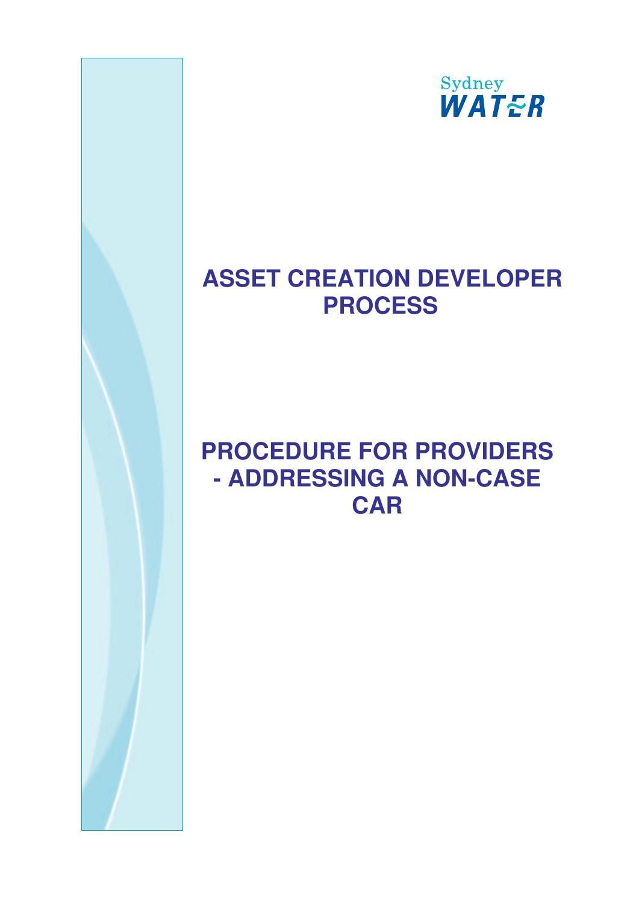Sydney WATER

# ASSET CREATION DEVELOPER PROCESS

# PROCEDURE FOR PROVIDERS - ADDRESSING A NON-CASE CAR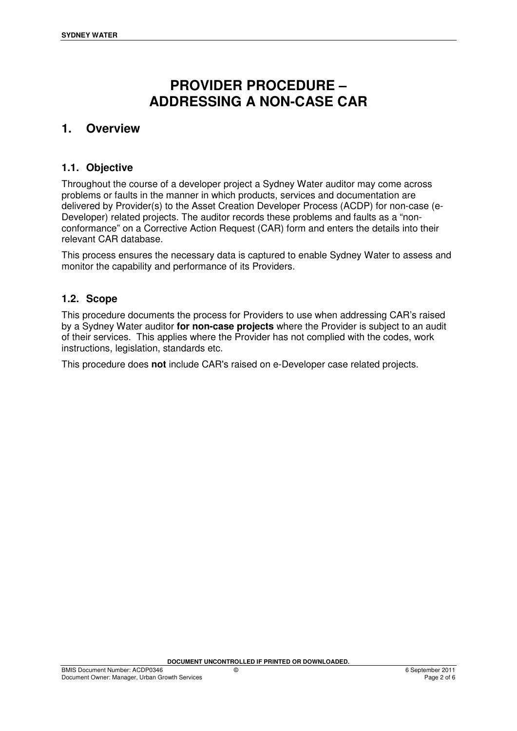# PROVIDER PROCEDURE – ADDRESSING A NON-CASE CAR

## 1. Overview

### 1.1. Objective

Throughout the course of a developer project a Sydney Water auditor may come across problems or faults in the manner in which products, services and documentation are delivered by Provider(s) to the Asset Creation Developer Process (ACDP) for non-case (e-Developer) related projects. The auditor records these problems and faults as a "non-conformance" on a Corrective Action Request (CAR) form and enters the details into their relevant CAR database.

This process ensures the necessary data is captured to enable Sydney Water to assess and monitor the capability and performance of its Providers.

### 1.2. Scope

This procedure documents the process for Providers to use when addressing CAR's raised by a Sydney Water auditor **for non-case projects** where the Provider is subject to an audit of their services. This applies where the Provider has not complied with the codes, work instructions, legislation, standards etc.

This procedure does **not** include CAR's raised on e-Developer case related projects.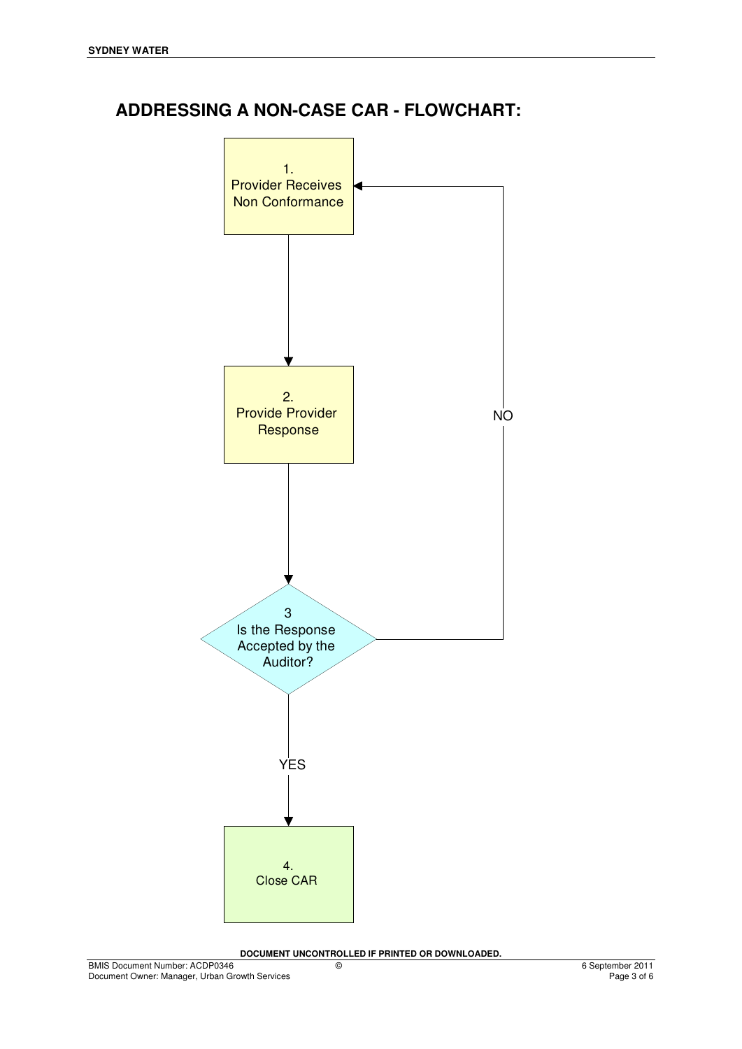## ADDRESSING A NON-CASE CAR - FLOWCHART:

1. Provider Receives Non Conformance

2. Provide Provider Response

3 Is the Response Accepted by the Auditor?

NO

YES

4. Close CAR

**DOCUMENT UNCONTROLLED IF PRINTED OR DOWNLOADED.**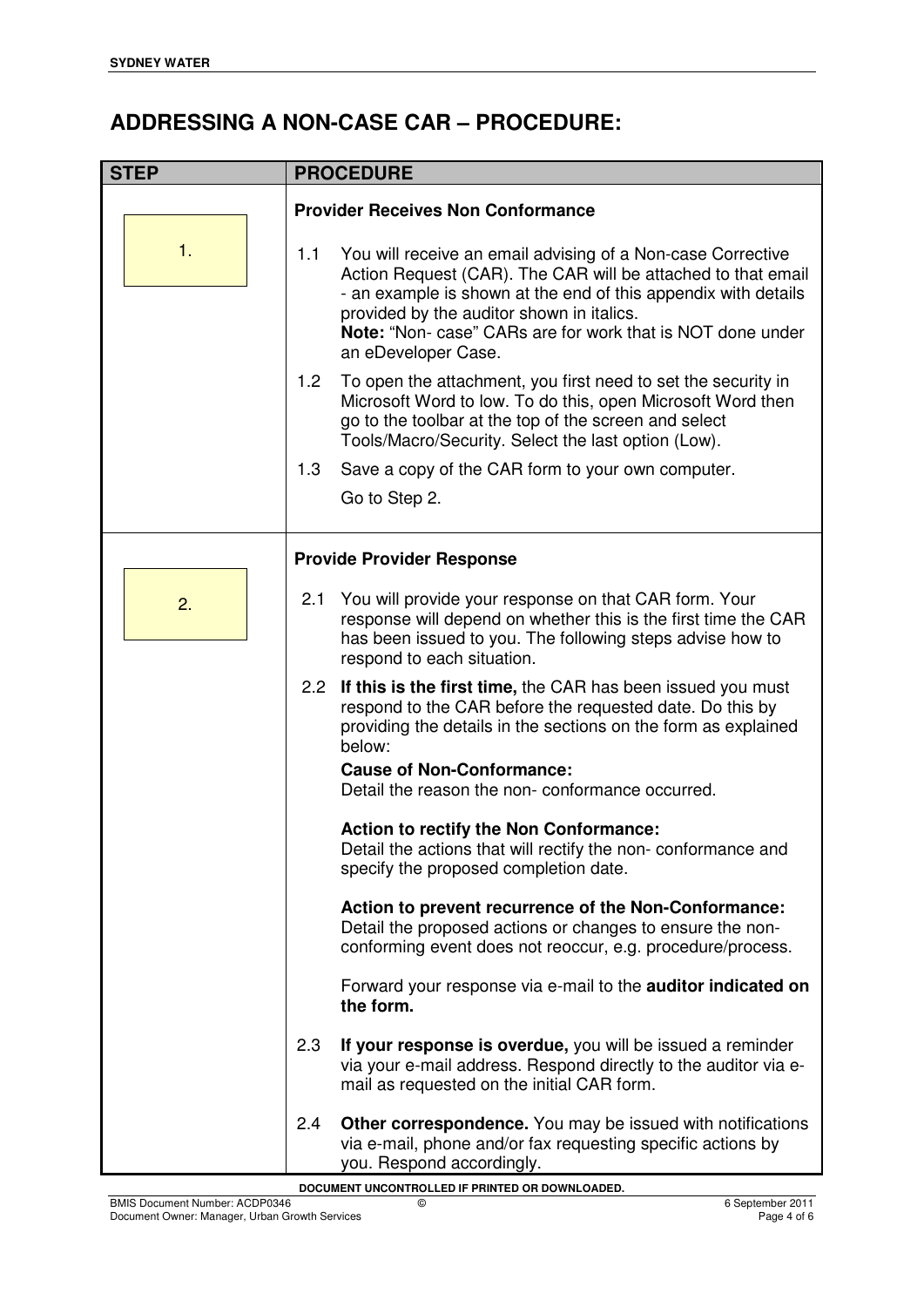# ADDRESSING A NON-CASE CAR – PROCEDURE:

| STEP | PROCEDURE |
|---|---|
| 1. | **Provider Receives Non Conformance**<br><br>1.1 You will receive an email advising of a Non-case Corrective Action Request (CAR). The CAR will be attached to that email - an example is shown at the end of this appendix with details provided by the auditor shown in italics.<br>**Note:** "Non- case" CARs are for work that is NOT done under an eDeveloper Case.<br><br>1.2 To open the attachment, you first need to set the security in Microsoft Word to low. To do this, open Microsoft Word then go to the toolbar at the top of the screen and select Tools/Macro/Security. Select the last option (Low).<br><br>1.3 Save a copy of the CAR form to your own computer.<br>Go to Step 2. |
| 2. | **Provide Provider Response**<br><br>2.1 You will provide your response on that CAR form. Your response will depend on whether this is the first time the CAR has been issued to you. The following steps advise how to respond to each situation.<br><br>2.2 **If this is the first time,** the CAR has been issued you must respond to the CAR before the requested date. Do this by providing the details in the sections on the form as explained below:<br>**Cause of Non-Conformance:**<br>Detail the reason the non- conformance occurred.<br><br>**Action to rectify the Non Conformance:**<br>Detail the actions that will rectify the non- conformance and specify the proposed completion date.<br><br>**Action to prevent recurrence of the Non-Conformance:**<br>Detail the proposed actions or changes to ensure the non-conforming event does not reoccur, e.g. procedure/process.<br><br>Forward your response via e-mail to the **auditor indicated on the form.**<br><br>2.3 **If your response is overdue,** you will be issued a reminder via your e-mail address. Respond directly to the auditor via e-mail as requested on the initial CAR form.<br><br>2.4 **Other correspondence.** You may be issued with notifications via e-mail, phone and/or fax requesting specific actions by you. Respond accordingly. |

DOCUMENT UNCONTROLLED IF PRINTED OR DOWNLOADED.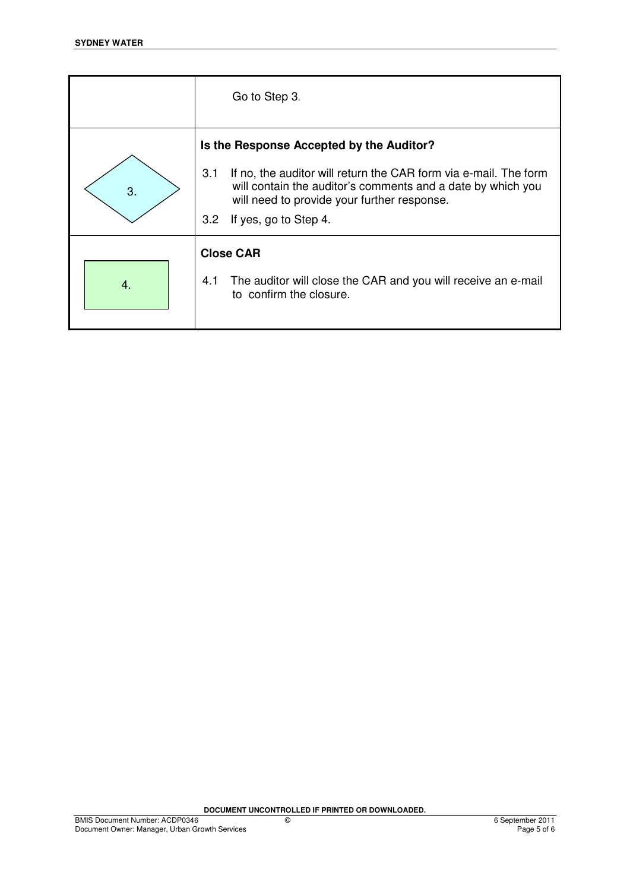|  |  |
|---|---|
|  | Go to Step 3. |
| 3. | **Is the Response Accepted by the Auditor?**<br><br>3.1 If no, the auditor will return the CAR form via e-mail. The form will contain the auditor's comments and a date by which you will need to provide your further response.<br><br>3.2 If yes, go to Step 4. |
| 4. | **Close CAR**<br><br>4.1 The auditor will close the CAR and you will receive an e-mail to confirm the closure. |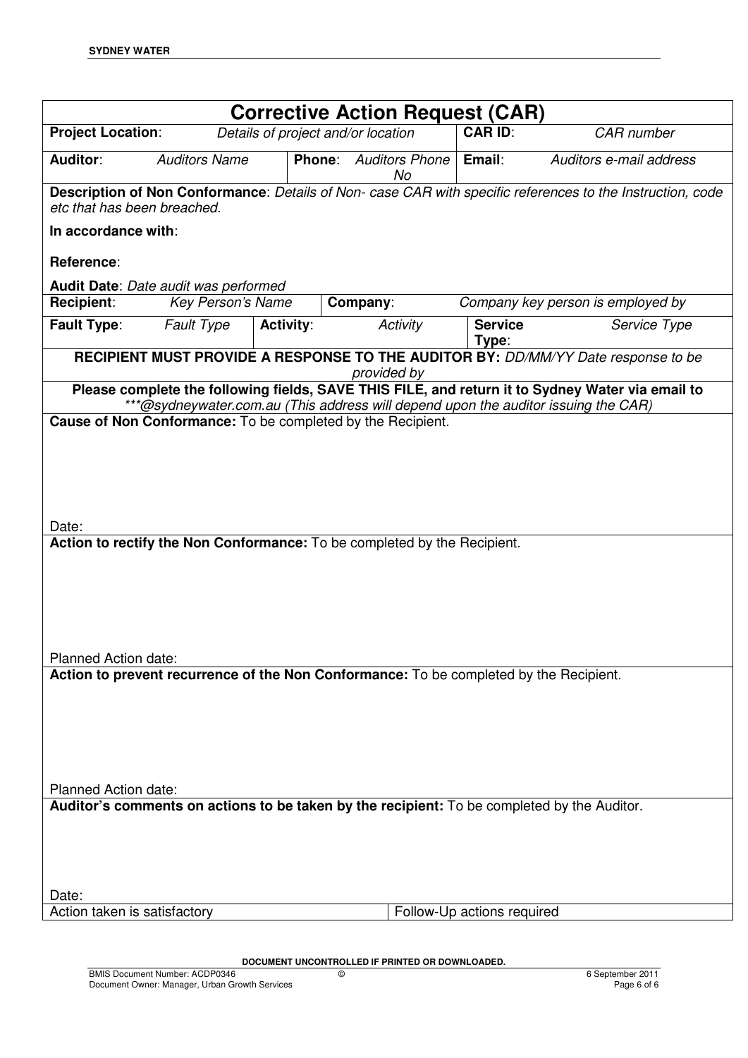# Corrective Action Request (CAR)

| | | | | | |
|---|---|---|---|---|---|
| **Project Location**: | *Details of project and/or location* | | | **CAR ID**: | *CAR number* |
| **Auditor**: | *Auditors Name* | **Phone**: | *Auditors Phone No* | **Email**: | *Auditors e-mail address* |

**Description of Non Conformance**: *Details of Non- case CAR with specific references to the Instruction, code etc that has been breached.*

**In accordance with**:

**Reference**:

**Audit Date**: *Date audit was performed*

| | | | |
|---|---|---|---|
| **Recipient**: | *Key Person's Name* | **Company**: | *Company key person is employed by* |

| | | | | | |
|---|---|---|---|---|---|
| **Fault Type**: | *Fault Type* | **Activity**: | *Activity* | **Service Type**: | *Service Type* |

**RECIPIENT MUST PROVIDE A RESPONSE TO THE AUDITOR BY:** *DD/MM/YY Date response to be provided by*

**Please complete the following fields, SAVE THIS FILE, and return it to Sydney Water via email to** *\*\*\*@sydneywater.com.au (This address will depend upon the auditor issuing the CAR)*

**Cause of Non Conformance:** To be completed by the Recipient.

Date:

**Action to rectify the Non Conformance:** To be completed by the Recipient.

Planned Action date:

**Action to prevent recurrence of the Non Conformance:** To be completed by the Recipient.

Planned Action date:

**Auditor's comments on actions to be taken by the recipient:** To be completed by the Auditor.

Date:

| | |
|---|---|
| Action taken is satisfactory | Follow-Up actions required |

DOCUMENT UNCONTROLLED IF PRINTED OR DOWNLOADED.

BMIS Document Number: ACDP0346 © 6 September 2011
Document Owner: Manager, Urban Growth Services